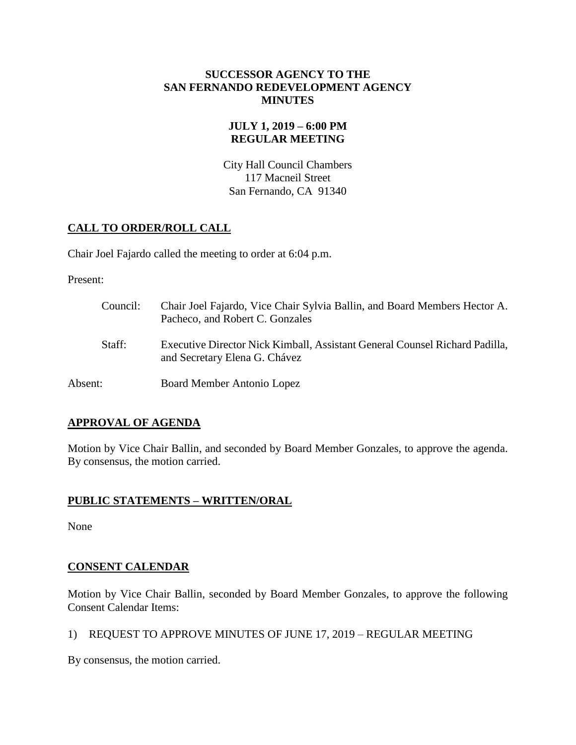# SUCCESSOR AGENCY TO THE SAN FERNANDO REDEVELOPMENT AGENCY MINUTES

## JULY 1, 2019 – 6:00 PM REGULAR MEETING

City Hall Council Chambers
117 Macneil Street
San Fernando, CA 91340

## CALL TO ORDER/ROLL CALL

Chair Joel Fajardo called the meeting to order at 6:04 p.m.

Present:

Council: Chair Joel Fajardo, Vice Chair Sylvia Ballin, and Board Members Hector A. Pacheco, and Robert C. Gonzales

Staff: Executive Director Nick Kimball, Assistant General Counsel Richard Padilla, and Secretary Elena G. Chávez

Absent: Board Member Antonio Lopez

## APPROVAL OF AGENDA

Motion by Vice Chair Ballin, and seconded by Board Member Gonzales, to approve the agenda. By consensus, the motion carried.

## PUBLIC STATEMENTS – WRITTEN/ORAL

None

## CONSENT CALENDAR

Motion by Vice Chair Ballin, seconded by Board Member Gonzales, to approve the following Consent Calendar Items:

1) REQUEST TO APPROVE MINUTES OF JUNE 17, 2019 – REGULAR MEETING

By consensus, the motion carried.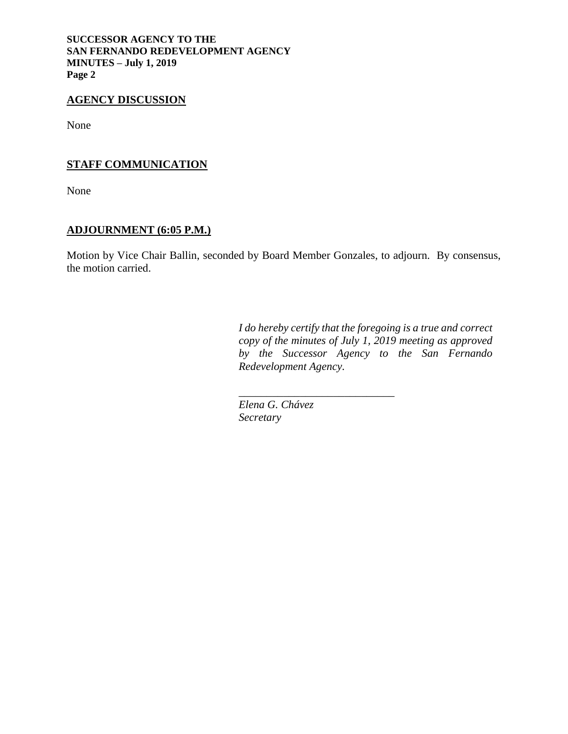## AGENCY DISCUSSION

None

## STAFF COMMUNICATION

None

## ADJOURNMENT (6:05 P.M.)

Motion by Vice Chair Ballin, seconded by Board Member Gonzales, to adjourn. By consensus, the motion carried.

*I do hereby certify that the foregoing is a true and correct copy of the minutes of July 1, 2019 meeting as approved by the Successor Agency to the San Fernando Redevelopment Agency.*

\_\_\_\_\_\_\_\_\_\_\_\_\_\_\_\_\_\_\_\_\_\_\_\_\_\_\_\_\_\_

*Elena G. Chávez*
*Secretary*